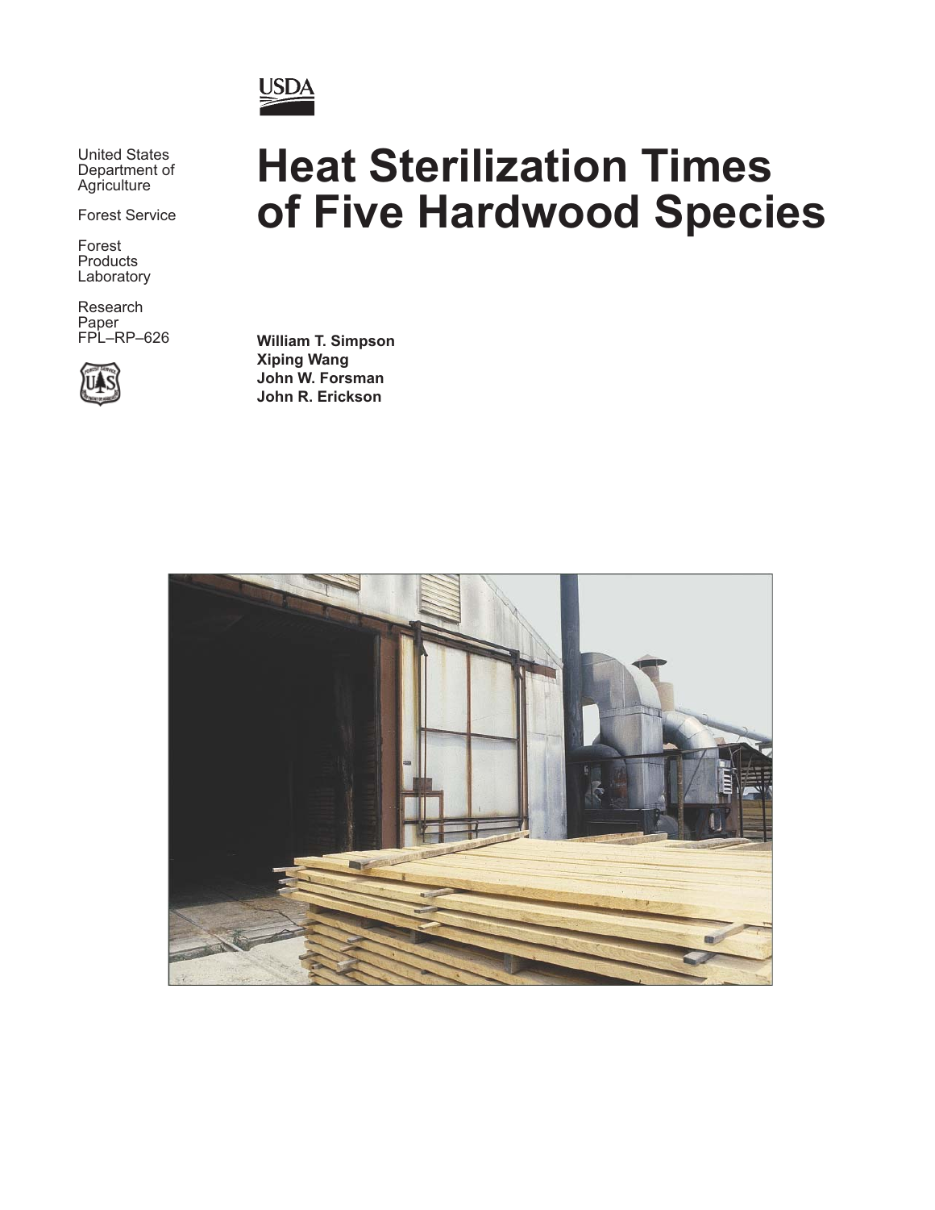USDA

United States Department of Agriculture

Forest Service

Forest Products Laboratory

Research Paper FPL–RP–626

# Heat Sterilization Times of Five Hardwood Species

**William T. Simpson**
**Xiping Wang**
**John W. Forsman**
**John R. Erickson**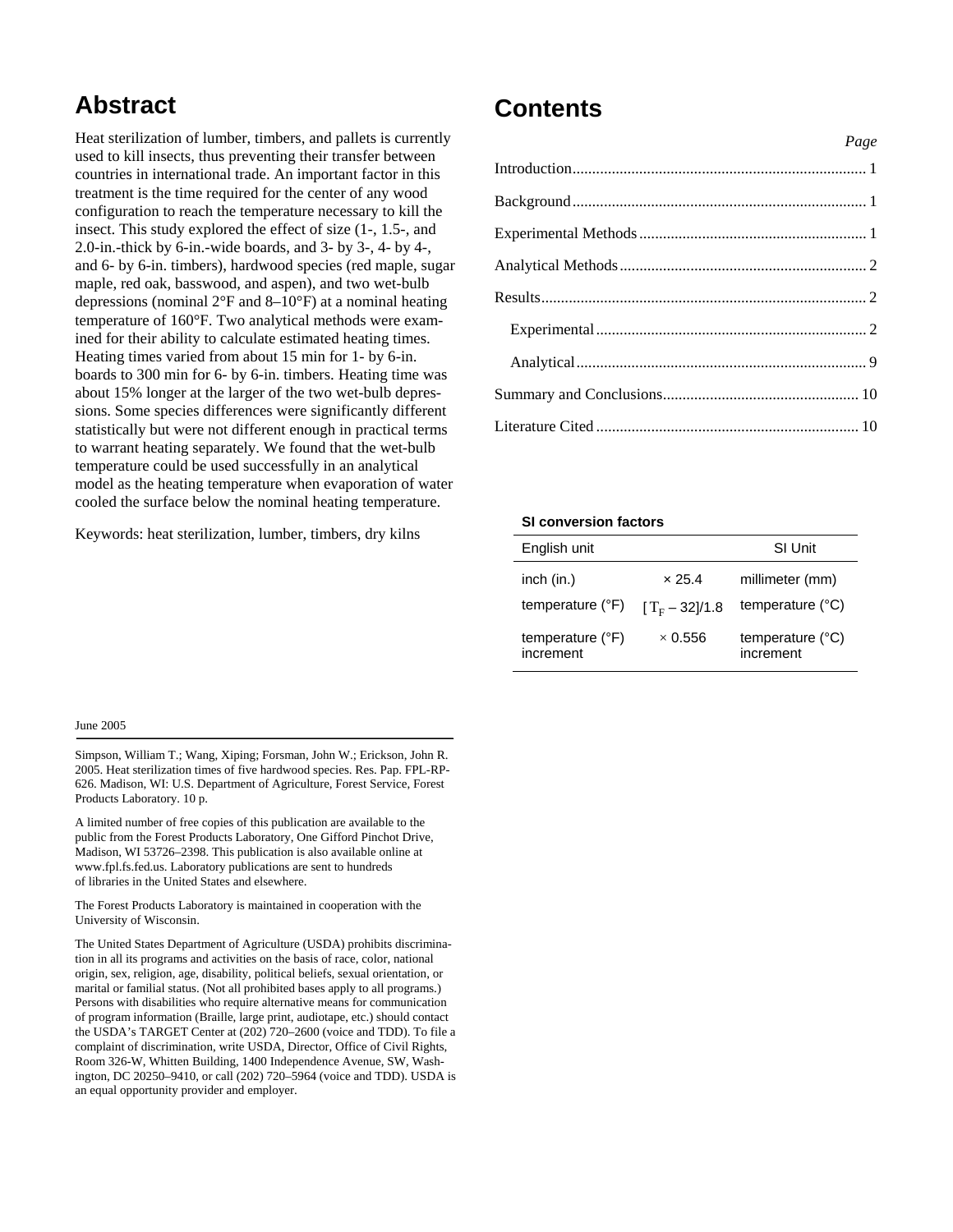# Abstract

Heat sterilization of lumber, timbers, and pallets is currently used to kill insects, thus preventing their transfer between countries in international trade. An important factor in this treatment is the time required for the center of any wood configuration to reach the temperature necessary to kill the insect. This study explored the effect of size (1-, 1.5-, and 2.0-in.-thick by 6-in.-wide boards, and 3- by 3-, 4- by 4-, and 6- by 6-in. timbers), hardwood species (red maple, sugar maple, red oak, basswood, and aspen), and two wet-bulb depressions (nominal 2°F and 8–10°F) at a nominal heating temperature of 160°F. Two analytical methods were examined for their ability to calculate estimated heating times. Heating times varied from about 15 min for 1- by 6-in. boards to 300 min for 6- by 6-in. timbers. Heating time was about 15% longer at the larger of the two wet-bulb depressions. Some species differences were significantly different statistically but were not different enough in practical terms to warrant heating separately. We found that the wet-bulb temperature could be used successfully in an analytical model as the heating temperature when evaporation of water cooled the surface below the nominal heating temperature.

Keywords: heat sterilization, lumber, timbers, dry kilns

# Contents

| | Page |
|---|---|
| Introduction | 1 |
| Background | 1 |
| Experimental Methods | 1 |
| Analytical Methods | 2 |
| Results | 2 |
| Experimental | 2 |
| Analytical | 9 |
| Summary and Conclusions | 10 |
| Literature Cited | 10 |

**SI conversion factors**

| English unit | | SI Unit |
|---|---|---|
| inch (in.) | × 25.4 | millimeter (mm) |
| temperature (°F) | $[T_F - 32]/1.8$ | temperature (°C) |
| temperature (°F) increment | × 0.556 | temperature (°C) increment |

June 2005

Simpson, William T.; Wang, Xiping; Forsman, John W.; Erickson, John R. 2005. Heat sterilization times of five hardwood species. Res. Pap. FPL-RP-626. Madison, WI: U.S. Department of Agriculture, Forest Service, Forest Products Laboratory. 10 p.

A limited number of free copies of this publication are available to the public from the Forest Products Laboratory, One Gifford Pinchot Drive, Madison, WI 53726–2398. This publication is also available online at www.fpl.fs.fed.us. Laboratory publications are sent to hundreds of libraries in the United States and elsewhere.

The Forest Products Laboratory is maintained in cooperation with the University of Wisconsin.

The United States Department of Agriculture (USDA) prohibits discrimination in all its programs and activities on the basis of race, color, national origin, sex, religion, age, disability, political beliefs, sexual orientation, or marital or familial status. (Not all prohibited bases apply to all programs.) Persons with disabilities who require alternative means for communication of program information (Braille, large print, audiotape, etc.) should contact the USDA's TARGET Center at (202) 720–2600 (voice and TDD). To file a complaint of discrimination, write USDA, Director, Office of Civil Rights, Room 326-W, Whitten Building, 1400 Independence Avenue, SW, Washington, DC 20250–9410, or call (202) 720–5964 (voice and TDD). USDA is an equal opportunity provider and employer.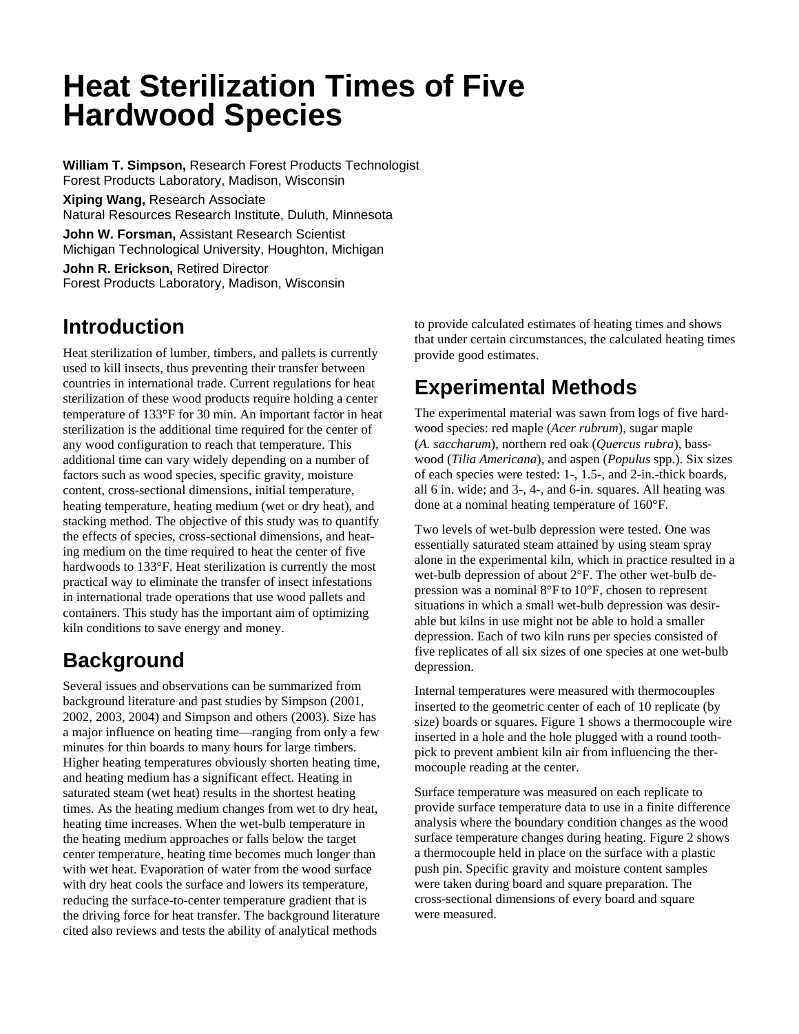# Heat Sterilization Times of Five Hardwood Species

**William T. Simpson,** Research Forest Products Technologist
Forest Products Laboratory, Madison, Wisconsin

**Xiping Wang,** Research Associate
Natural Resources Research Institute, Duluth, Minnesota

**John W. Forsman,** Assistant Research Scientist
Michigan Technological University, Houghton, Michigan

**John R. Erickson,** Retired Director
Forest Products Laboratory, Madison, Wisconsin

## Introduction

Heat sterilization of lumber, timbers, and pallets is currently used to kill insects, thus preventing their transfer between countries in international trade. Current regulations for heat sterilization of these wood products require holding a center temperature of 133°F for 30 min. An important factor in heat sterilization is the additional time required for the center of any wood configuration to reach that temperature. This additional time can vary widely depending on a number of factors such as wood species, specific gravity, moisture content, cross-sectional dimensions, initial temperature, heating temperature, heating medium (wet or dry heat), and stacking method. The objective of this study was to quantify the effects of species, cross-sectional dimensions, and heating medium on the time required to heat the center of five hardwoods to 133°F. Heat sterilization is currently the most practical way to eliminate the transfer of insect infestations in international trade operations that use wood pallets and containers. This study has the important aim of optimizing kiln conditions to save energy and money.

## Background

Several issues and observations can be summarized from background literature and past studies by Simpson (2001, 2002, 2003, 2004) and Simpson and others (2003). Size has a major influence on heating time—ranging from only a few minutes for thin boards to many hours for large timbers. Higher heating temperatures obviously shorten heating time, and heating medium has a significant effect. Heating in saturated steam (wet heat) results in the shortest heating times. As the heating medium changes from wet to dry heat, heating time increases. When the wet-bulb temperature in the heating medium approaches or falls below the target center temperature, heating time becomes much longer than with wet heat. Evaporation of water from the wood surface with dry heat cools the surface and lowers its temperature, reducing the surface-to-center temperature gradient that is the driving force for heat transfer. The background literature cited also reviews and tests the ability of analytical methods to provide calculated estimates of heating times and shows that under certain circumstances, the calculated heating times provide good estimates.

## Experimental Methods

The experimental material was sawn from logs of five hardwood species: red maple (*Acer rubrum*), sugar maple (*A. saccharum*), northern red oak (*Quercus rubra*), basswood (*Tilia Americana*), and aspen (*Populus* spp.). Six sizes of each species were tested: 1-, 1.5-, and 2-in.-thick boards, all 6 in. wide; and 3-, 4-, and 6-in. squares. All heating was done at a nominal heating temperature of 160°F.

Two levels of wet-bulb depression were tested. One was essentially saturated steam attained by using steam spray alone in the experimental kiln, which in practice resulted in a wet-bulb depression of about 2°F. The other wet-bulb depression was a nominal 8°F to 10°F, chosen to represent situations in which a small wet-bulb depression was desirable but kilns in use might not be able to hold a smaller depression. Each of two kiln runs per species consisted of five replicates of all six sizes of one species at one wet-bulb depression.

Internal temperatures were measured with thermocouples inserted to the geometric center of each of 10 replicate (by size) boards or squares. Figure 1 shows a thermocouple wire inserted in a hole and the hole plugged with a round toothpick to prevent ambient kiln air from influencing the thermocouple reading at the center.

Surface temperature was measured on each replicate to provide surface temperature data to use in a finite difference analysis where the boundary condition changes as the wood surface temperature changes during heating. Figure 2 shows a thermocouple held in place on the surface with a plastic push pin. Specific gravity and moisture content samples were taken during board and square preparation. The cross-sectional dimensions of every board and square were measured.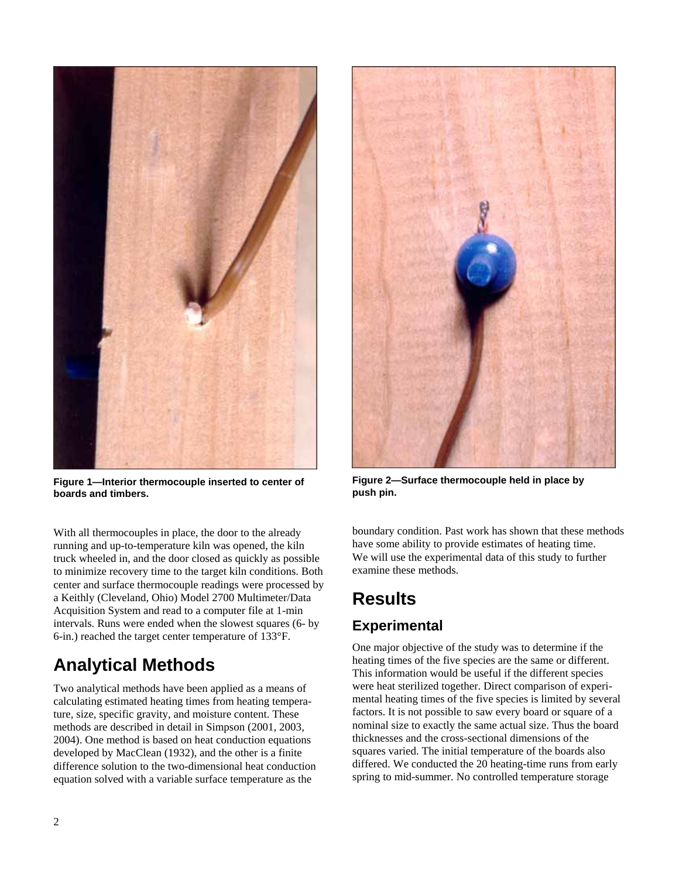Figure 1—Interior thermocouple inserted to center of boards and timbers.

Figure 2—Surface thermocouple held in place by push pin.

With all thermocouples in place, the door to the already running and up-to-temperature kiln was opened, the kiln truck wheeled in, and the door closed as quickly as possible to minimize recovery time to the target kiln conditions. Both center and surface thermocouple readings were processed by a Keithly (Cleveland, Ohio) Model 2700 Multimeter/Data Acquisition System and read to a computer file at 1-min intervals. Runs were ended when the slowest squares (6- by 6-in.) reached the target center temperature of 133°F.

## Analytical Methods

Two analytical methods have been applied as a means of calculating estimated heating times from heating temperature, size, specific gravity, and moisture content. These methods are described in detail in Simpson (2001, 2003, 2004). One method is based on heat conduction equations developed by MacClean (1932), and the other is a finite difference solution to the two-dimensional heat conduction equation solved with a variable surface temperature as the boundary condition. Past work has shown that these methods have some ability to provide estimates of heating time. We will use the experimental data of this study to further examine these methods.

## Results

### Experimental

One major objective of the study was to determine if the heating times of the five species are the same or different. This information would be useful if the different species were heat sterilized together. Direct comparison of experimental heating times of the five species is limited by several factors. It is not possible to saw every board or square of a nominal size to exactly the same actual size. Thus the board thicknesses and the cross-sectional dimensions of the squares varied. The initial temperature of the boards also differed. We conducted the 20 heating-time runs from early spring to mid-summer. No controlled temperature storage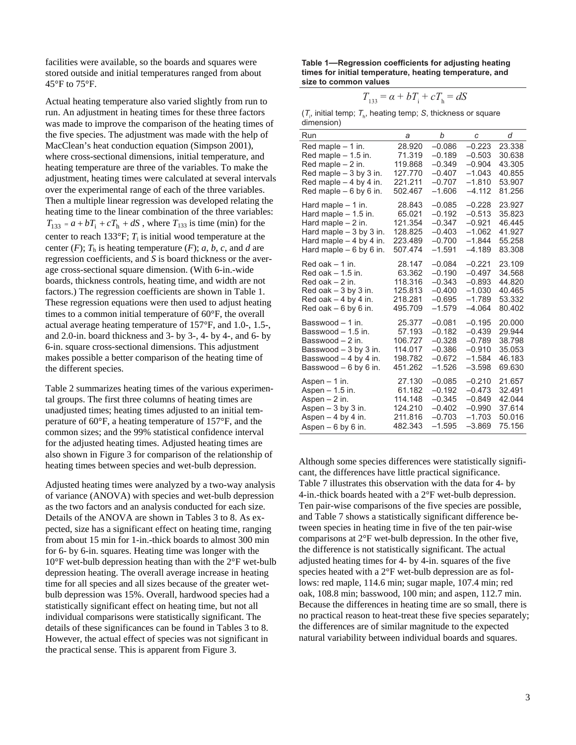facilities were available, so the boards and squares were stored outside and initial temperatures ranged from about 45°F to 75°F.

Actual heating temperature also varied slightly from run to run. An adjustment in heating times for these three factors was made to improve the comparison of the heating times of the five species. The adjustment was made with the help of MacClean's heat conduction equation (Simpson 2001), where cross-sectional dimensions, initial temperature, and heating temperature are three of the variables. To make the adjustment, heating times were calculated at several intervals over the experimental range of each of the three variables. Then a multiple linear regression was developed relating the heating time to the linear combination of the three variables: $T_{133} = a + bT_i + cT_h + dS$, where $T_{133}$ is time (min) for the center to reach 133°F; $T_i$ is initial wood temperature at the center (*F*); $T_h$ is heating temperature (*F*); *a*, *b*, *c*, and *d* are regression coefficients, and *S* is board thickness or the average cross-sectional square dimension. (With 6-in.-wide boards, thickness controls, heating time, and width are not factors.) The regression coefficients are shown in Table 1. These regression equations were then used to adjust heating times to a common initial temperature of 60°F, the overall actual average heating temperature of 157°F, and 1.0-, 1.5-, and 2.0-in. board thickness and 3- by 3-, 4- by 4-, and 6- by 6-in. square cross-sectional dimensions. This adjustment makes possible a better comparison of the heating time of the different species.

Table 2 summarizes heating times of the various experimental groups. The first three columns of heating times are unadjusted times; heating times adjusted to an initial temperature of 60°F, a heating temperature of 157°F, and the common sizes; and the 99% statistical confidence interval for the adjusted heating times. Adjusted heating times are also shown in Figure 3 for comparison of the relationship of heating times between species and wet-bulb depression.

Adjusted heating times were analyzed by a two-way analysis of variance (ANOVA) with species and wet-bulb depression as the two factors and an analysis conducted for each size. Details of the ANOVA are shown in Tables 3 to 8. As expected, size has a significant effect on heating time, ranging from about 15 min for 1-in.-thick boards to almost 300 min for 6- by 6-in. squares. Heating time was longer with the 10°F wet-bulb depression heating than with the 2°F wet-bulb depression heating. The overall average increase in heating time for all species and all sizes because of the greater wet-bulb depression was 15%. Overall, hardwood species had a statistically significant effect on heating time, but not all individual comparisons were statistically significant. The details of these significances can be found in Tables 3 to 8. However, the actual effect of species was not significant in the practical sense. This is apparent from Figure 3.

**Table 1—Regression coefficients for adjusting heating times for initial temperature, heating temperature, and size to common values**

$$T_{133} = \alpha + bT_i + cT_h = dS$$

($T_i$, initial temp; $T_h$, heating temp; *S*, thickness or square dimension)

| Run | *a* | *b* | *c* | *d* |
|---|---|---|---|---|
| Red maple – 1 in. | 28.920 | –0.086 | –0.223 | 23.338 |
| Red maple – 1.5 in. | 71.319 | –0.189 | –0.503 | 30.638 |
| Red maple – 2 in. | 119.868 | –0.349 | –0.904 | 43.305 |
| Red maple – 3 by 3 in. | 127.770 | –0.407 | –1.043 | 40.855 |
| Red maple – 4 by 4 in. | 221.211 | –0.707 | –1.810 | 53.907 |
| Red maple – 6 by 6 in. | 502.467 | –1.606 | –4.112 | 81.256 |
| Hard maple – 1 in. | 28.843 | –0.085 | –0.228 | 23.927 |
| Hard maple – 1.5 in. | 65.021 | –0.192 | –0.513 | 35.823 |
| Hard maple – 2 in. | 121.354 | –0.347 | –0.921 | 46.445 |
| Hard maple – 3 by 3 in. | 128.825 | –0.403 | –1.062 | 41.927 |
| Hard maple – 4 by 4 in. | 223.489 | –0.700 | –1.844 | 55.258 |
| Hard maple – 6 by 6 in. | 507.474 | –1.591 | –4.189 | 83.308 |
| Red oak – 1 in. | 28.147 | –0.084 | –0.221 | 23.109 |
| Red oak – 1.5 in. | 63.362 | –0.190 | –0.497 | 34.568 |
| Red oak – 2 in. | 118.316 | –0.343 | –0.893 | 44.820 |
| Red oak – 3 by 3 in. | 125.813 | –0.400 | –1.030 | 40.465 |
| Red oak – 4 by 4 in. | 218.281 | –0.695 | –1.789 | 53.332 |
| Red oak – 6 by 6 in. | 495.709 | –1.579 | –4.064 | 80.402 |
| Basswood – 1 in. | 25.377 | –0.081 | –0.195 | 20.000 |
| Basswood – 1.5 in. | 57.193 | –0.182 | –0.439 | 29.944 |
| Basswood – 2 in. | 106.727 | –0.328 | –0.789 | 38.798 |
| Basswood – 3 by 3 in. | 114.017 | –0.386 | –0.910 | 35.053 |
| Basswood – 4 by 4 in. | 198.782 | –0.672 | –1.584 | 46.183 |
| Basswood – 6 by 6 in. | 451.262 | –1.526 | –3.598 | 69.630 |
| Aspen – 1 in. | 27.130 | –0.085 | –0.210 | 21.657 |
| Aspen – 1.5 in. | 61.182 | –0.192 | –0.473 | 32.491 |
| Aspen – 2 in. | 114.148 | –0.345 | –0.849 | 42.044 |
| Aspen – 3 by 3 in. | 124.210 | –0.402 | –0.990 | 37.614 |
| Aspen – 4 by 4 in. | 211.816 | –0.703 | –1.703 | 50.016 |
| Aspen – 6 by 6 in. | 482.343 | –1.595 | –3.869 | 75.156 |

Although some species differences were statistically significant, the differences have little practical significance. Table 7 illustrates this observation with the data for 4- by 4-in.-thick boards heated with a 2°F wet-bulb depression. Ten pair-wise comparisons of the five species are possible, and Table 7 shows a statistically significant difference between species in heating time in five of the ten pair-wise comparisons at 2°F wet-bulb depression. In the other five, the difference is not statistically significant. The actual adjusted heating times for 4- by 4-in. squares of the five species heated with a 2°F wet-bulb depression are as follows: red maple, 114.6 min; sugar maple, 107.4 min; red oak, 108.8 min; basswood, 100 min; and aspen, 112.7 min. Because the differences in heating time are so small, there is no practical reason to heat-treat these five species separately; the differences are of similar magnitude to the expected natural variability between individual boards and squares.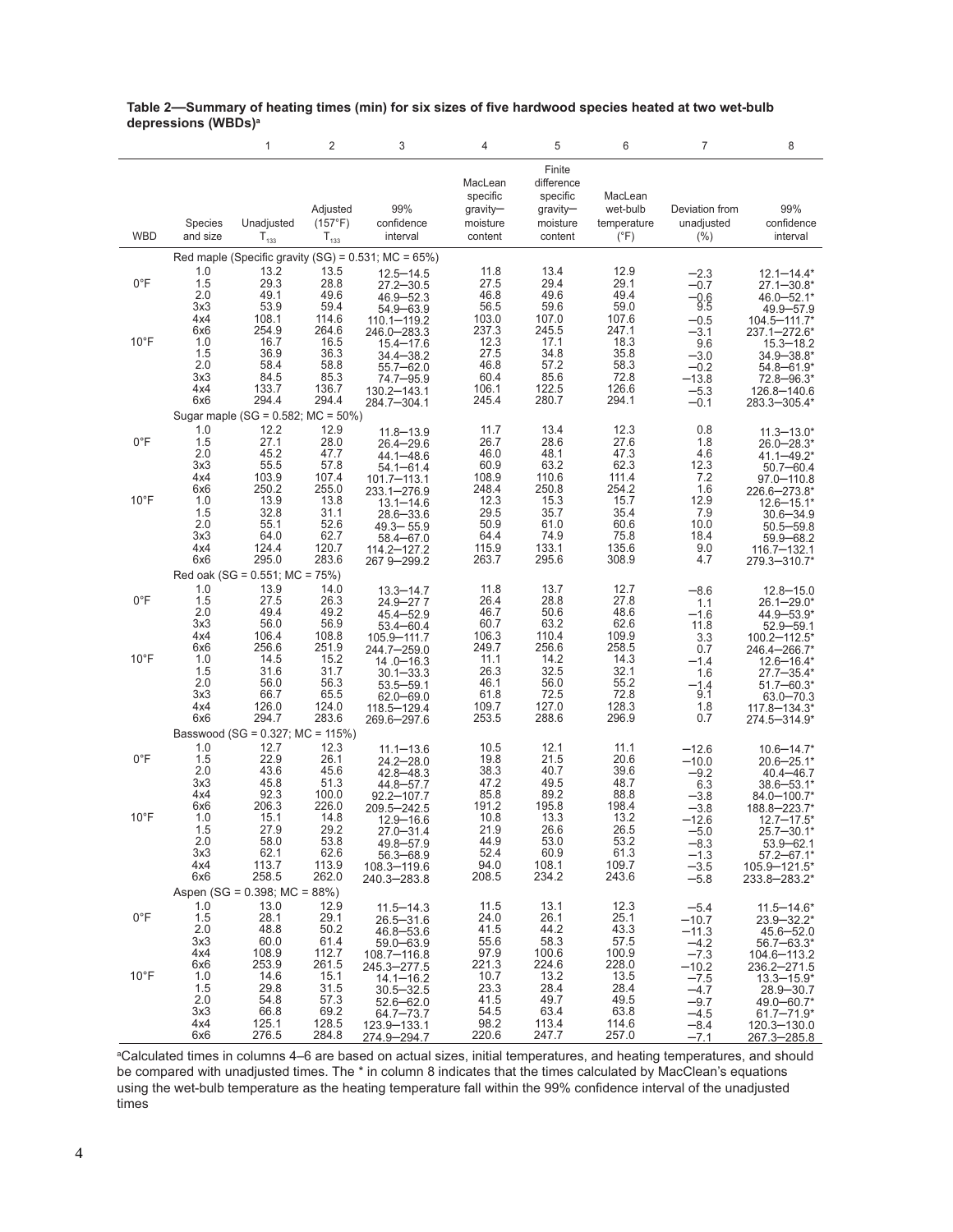**Table 2—Summary of heating times (min) for six sizes of five hardwood species heated at two wet-bulb depressions (WBDs)[a]**

| | | 1 | 2 | 3 | 4 | 5 | 6 | 7 | 8 |
|---|---|---|---|---|---|---|---|---|---|
| WBD | Species and size | Unadjusted $T_{133}$ | Adjusted (157°F) $T_{133}$ | 99% confidence interval | MacLean specific gravity—moisture content | Finite difference specific gravity—moisture content | MacLean wet-bulb temperature (°F) | Deviation from unadjusted (%) | 99% confidence interval |
| | Red maple (Specific gravity (SG) = 0.531; MC = 65%) | | | | | | | | |
| 0°F | 1.0 | 13.2 | 13.5 | 12.5—14.5 | 11.8 | 13.4 | 12.9 | −2.3 | 12.1—14.4* |
| | 1.5 | 29.3 | 28.8 | 27.2—30.5 | 27.5 | 29.4 | 29.1 | −0.7 | 27.1—30.8* |
| | 2.0 | 49.1 | 49.6 | 46.9—52.3 | 46.8 | 49.6 | 49.4 | −0.6 | 46.0—52.1* |
| | 3x3 | 53.9 | 59.4 | 54.9—63.9 | 56.5 | 59.6 | 59.0 | 9.5 | 49.9—57.9 |
| | 4x4 | 108.1 | 114.6 | 110.1—119.2 | 103.0 | 107.0 | 107.6 | −0.5 | 104.5—111.7* |
| | 6x6 | 254.9 | 264.6 | 246.0—283.3 | 237.3 | 245.5 | 247.1 | −3.1 | 237.1—272.6* |
| 10°F | 1.0 | 16.7 | 16.5 | 15.4—17.6 | 12.3 | 17.1 | 18.3 | 9.6 | 15.3—18.2 |
| | 1.5 | 36.9 | 36.3 | 34.4—38.2 | 27.5 | 34.8 | 35.8 | −3.0 | 34.9—38.8* |
| | 2.0 | 58.4 | 58.8 | 55.7—62.0 | 46.8 | 57.2 | 58.3 | −0.2 | 54.8—61.9* |
| | 3x3 | 84.5 | 85.3 | 74.7—95.9 | 60.4 | 85.6 | 72.8 | −13.8 | 72.8—96.3* |
| | 4x4 | 133.7 | 136.7 | 130.2—143.1 | 106.1 | 122.5 | 126.6 | −5.3 | 126.8—140.6 |
| | 6x6 | 294.4 | 294.4 | 284.7—304.1 | 245.4 | 280.7 | 294.1 | −0.1 | 283.3—305.4* |
| | Sugar maple (SG = 0.582; MC = 50%) | | | | | | | | |
| 0°F | 1.0 | 12.2 | 12.9 | 11.8—13.9 | 11.7 | 13.4 | 12.3 | 0.8 | 11.3—13.0* |
| | 1.5 | 27.1 | 28.0 | 26.4—29.6 | 26.7 | 28.6 | 27.6 | 1.8 | 26.0—28.3* |
| | 2.0 | 45.2 | 47.7 | 44.1—48.6 | 46.0 | 48.1 | 47.3 | 4.6 | 41.1—49.2* |
| | 3x3 | 55.5 | 57.8 | 54.1—61.4 | 60.9 | 63.2 | 62.3 | 12.3 | 50.7—60.4 |
| | 4x4 | 103.9 | 107.4 | 101.7—113.1 | 108.9 | 110.6 | 111.4 | 7.2 | 97.0—110.8 |
| | 6x6 | 250.2 | 255.0 | 233.1—276.9 | 248.4 | 250.8 | 254.2 | 1.6 | 226.6—273.8* |
| 10°F | 1.0 | 13.9 | 13.8 | 13.1—14.6 | 12.3 | 15.3 | 15.7 | 12.9 | 12.6—15.1* |
| | 1.5 | 32.8 | 31.1 | 28.6—33.6 | 29.5 | 35.7 | 35.4 | 7.9 | 30.6—34.9 |
| | 2.0 | 55.1 | 52.6 | 49.3— 55.9 | 50.9 | 61.0 | 60.6 | 10.0 | 50.5—59.8 |
| | 3x3 | 64.0 | 62.7 | 58.4—67.0 | 64.4 | 74.9 | 75.8 | 18.4 | 59.9—68.2 |
| | 4x4 | 124.4 | 120.7 | 114.2—127.2 | 115.9 | 133.1 | 135.6 | 9.0 | 116.7—132.1 |
| | 6x6 | 295.0 | 283.6 | 267 9—299.2 | 263.7 | 295.6 | 308.9 | 4.7 | 279.3—310.7* |
| | Red oak (SG = 0.551; MC = 75%) | | | | | | | | |
| 0°F | 1.0 | 13.9 | 14.0 | 13.3—14.7 | 11.8 | 13.7 | 12.7 | −8.6 | 12.8—15.0 |
| | 1.5 | 27.5 | 26.3 | 24.9—27 7 | 26.4 | 28.8 | 27.8 | 1.1 | 26.1—29.0* |
| | 2.0 | 49.4 | 49.2 | 45.4—52.9 | 46.7 | 50.6 | 48.6 | −1.6 | 44.9—53.9* |
| | 3x3 | 56.0 | 56.9 | 53.4—60.4 | 60.7 | 63.2 | 62.6 | 11.8 | 52.9—59.1 |
| | 4x4 | 106.4 | 108.8 | 105.9—111.7 | 106.3 | 110.4 | 109.9 | 3.3 | 100.2—112.5* |
| | 6x6 | 256.6 | 251.9 | 244.7—259.0 | 249.7 | 256.6 | 258.5 | 0.7 | 246.4—266.7* |
| 10°F | 1.0 | 14.5 | 15.2 | 14 .0—16.3 | 11.1 | 14.2 | 14.3 | −1.4 | 12.6—16.4* |
| | 1.5 | 31.6 | 31.7 | 30.1—33.3 | 26.3 | 32.5 | 32.1 | 1.6 | 27.7—35.4* |
| | 2.0 | 56.0 | 56.3 | 53.5—59.1 | 46.1 | 56.0 | 55.2 | −1.4 | 51.7—60.3* |
| | 3x3 | 66.7 | 65.5 | 62.0—69.0 | 61.8 | 72.5 | 72.8 | 9.1 | 63.0—70.3 |
| | 4x4 | 126.0 | 124.0 | 118.5—129.4 | 109.7 | 127.0 | 128.3 | 1.8 | 117.8—134.3* |
| | 6x6 | 294.7 | 283.6 | 269.6—297.6 | 253.5 | 288.6 | 296.9 | 0.7 | 274.5—314.9* |
| | Basswood (SG = 0.327; MC = 115%) | | | | | | | | |
| 0°F | 1.0 | 12.7 | 12.3 | 11.1—13.6 | 10.5 | 12.1 | 11.1 | −12.6 | 10.6—14.7* |
| | 1.5 | 22.9 | 26.1 | 24.2—28.0 | 19.8 | 21.5 | 20.6 | −10.0 | 20.6—25.1* |
| | 2.0 | 43.6 | 45.6 | 42.8—48.3 | 38.3 | 40.7 | 39.6 | −9.2 | 40.4—46.7 |
| | 3x3 | 45.8 | 51.3 | 44.8—57.7 | 47.2 | 49.5 | 48.7 | 6.3 | 38.6—53.1* |
| | 4x4 | 92.3 | 100.0 | 92.2—107.7 | 85.8 | 89.2 | 88.8 | −3.8 | 84.0—100.7* |
| | 6x6 | 206.3 | 226.0 | 209.5—242.5 | 191.2 | 195.8 | 198.4 | −3.8 | 188.8—223.7* |
| 10°F | 1.0 | 15.1 | 14.8 | 12.9—16.6 | 10.8 | 13.3 | 13.2 | −12.6 | 12.7—17.5* |
| | 1.5 | 27.9 | 29.2 | 27.0—31.4 | 21.9 | 26.6 | 26.5 | −5.0 | 25.7—30.1* |
| | 2.0 | 58.0 | 53.8 | 49.8—57.9 | 44.9 | 53.0 | 53.2 | −8.3 | 53.9—62.1 |
| | 3x3 | 62.1 | 62.6 | 56.3—68.9 | 52.4 | 60.9 | 61.3 | −1.3 | 57.2—67.1* |
| | 4x4 | 113.7 | 113.9 | 108.3—119.6 | 94.0 | 108.1 | 109.7 | −3.5 | 105.9—121.5* |
| | 6x6 | 258.5 | 262.0 | 240.3—283.8 | 208.5 | 234.2 | 243.6 | −5.8 | 233.8—283.2* |
| | Aspen (SG = 0.398; MC = 88%) | | | | | | | | |
| 0°F | 1.0 | 13.0 | 12.9 | 11.5—14.3 | 11.5 | 13.1 | 12.3 | −5.4 | 11.5—14.6* |
| | 1.5 | 28.1 | 29.1 | 26.5—31.6 | 24.0 | 26.1 | 25.1 | −10.7 | 23.9—32.2* |
| | 2.0 | 48.8 | 50.2 | 46.8—53.6 | 41.5 | 44.2 | 43.3 | −11.3 | 45.6—52.0 |
| | 3x3 | 60.0 | 61.4 | 59.0—63.9 | 55.6 | 58.3 | 57.5 | −4.2 | 56.7—63.3* |
| | 4x4 | 108.9 | 112.7 | 108.7—116.8 | 97.9 | 100.6 | 100.9 | −7.3 | 104.6—113.2 |
| | 6x6 | 253.9 | 261.5 | 245.3—277.5 | 221.3 | 224.6 | 228.0 | −10.2 | 236.2—271.5 |
| 10°F | 1.0 | 14.6 | 15.1 | 14.1—16.2 | 10.7 | 13.2 | 13.5 | −7.5 | 13.3—15.9* |
| | 1.5 | 29.8 | 31.5 | 30.5—32.5 | 23.3 | 28.4 | 28.4 | −4.7 | 28.9—30.7 |
| | 2.0 | 54.8 | 57.3 | 52.6—62.0 | 41.5 | 49.7 | 49.5 | −9.7 | 49.0—60.7* |
| | 3x3 | 66.8 | 69.2 | 64.7—73.7 | 54.5 | 63.4 | 63.8 | −4.5 | 61.7—71.9* |
| | 4x4 | 125.1 | 128.5 | 123.9—133.1 | 98.2 | 113.4 | 114.6 | −8.4 | 120.3—130.0 |
| | 6x6 | 276.5 | 284.8 | 274.9—294.7 | 220.6 | 247.7 | 257.0 | −7.1 | 267.3—285.8 |

[a]Calculated times in columns 4–6 are based on actual sizes, initial temperatures, and heating temperatures, and should be compared with unadjusted times. The * in column 8 indicates that the times calculated by MacClean's equations using the wet-bulb temperature as the heating temperature fall within the 99% confidence interval of the unadjusted times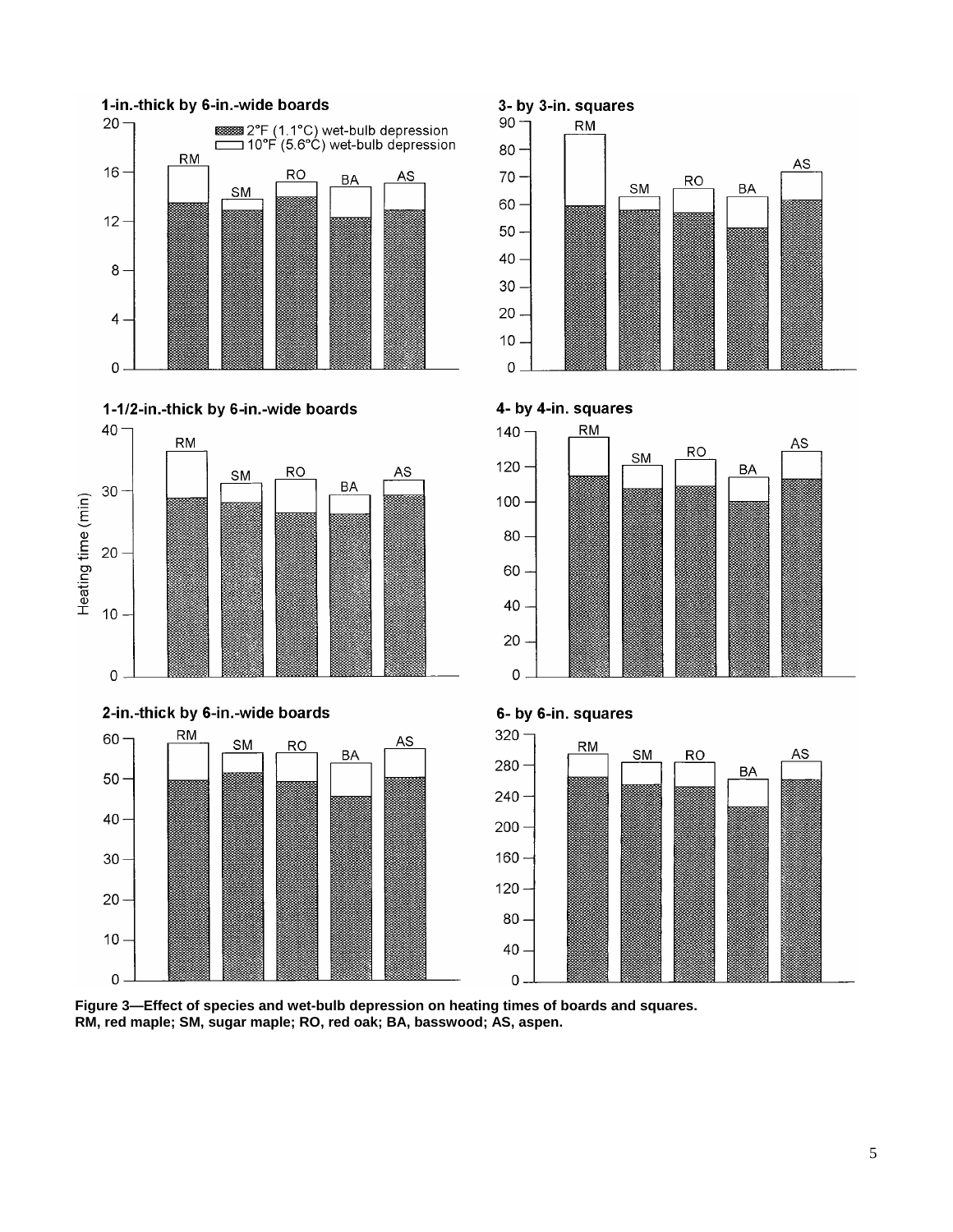Figure 3—Effect of species and wet-bulb depression on heating times of boards and squares. RM, red maple; SM, sugar maple; RO, red oak; BA, basswood; AS, aspen.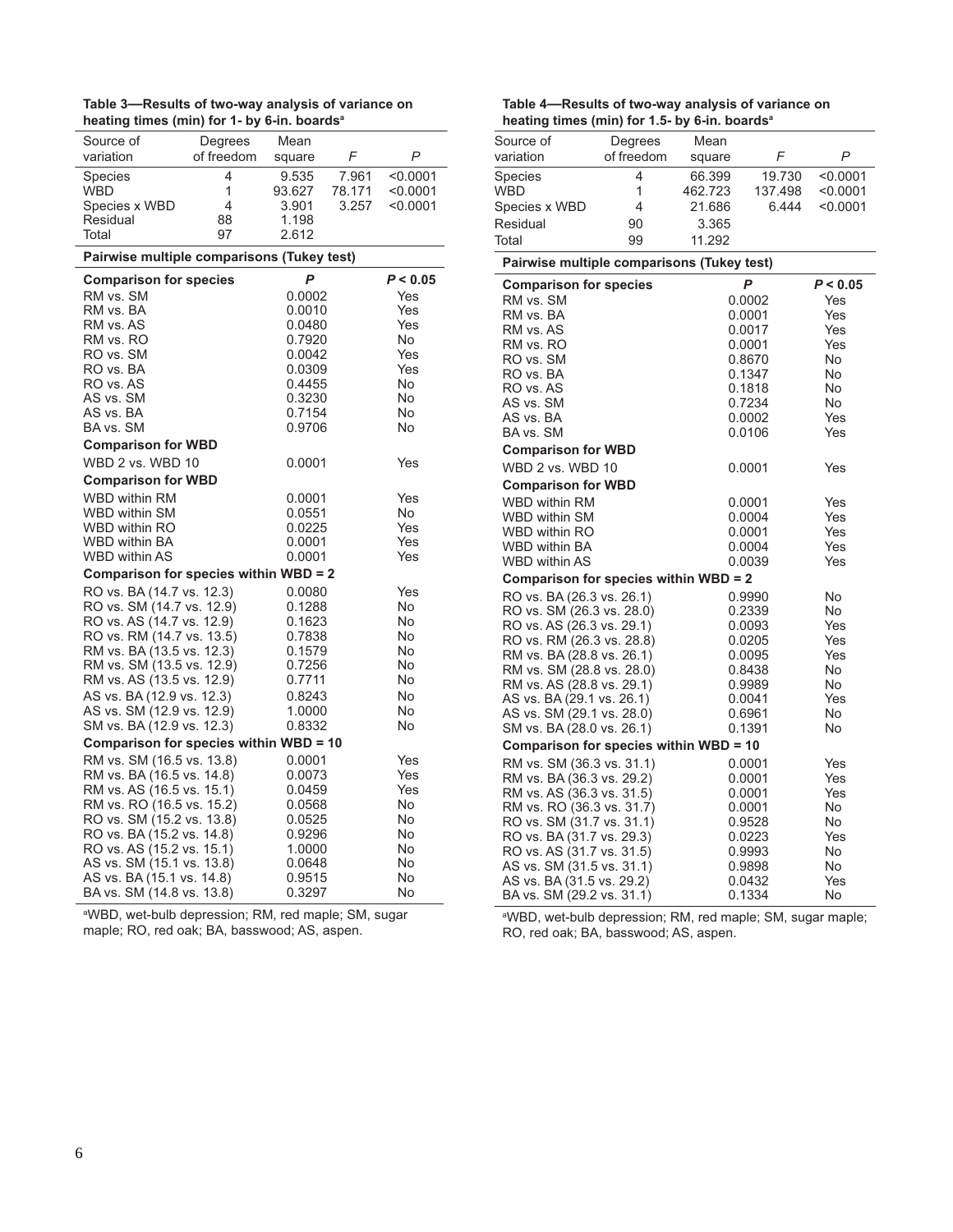**Table 3—Results of two-way analysis of variance on heating times (min) for 1- by 6-in. boards[a]**

| Source of variation | Degrees of freedom | Mean square | *F* | *P* |
|---|---|---|---|---|
| Species | 4 | 9.535 | 7.961 | <0.0001 |
| WBD | 1 | 93.627 | 78.171 | <0.0001 |
| Species x WBD | 4 | 3.901 | 3.257 | <0.0001 |
| Residual | 88 | 1.198 | | |
| Total | 97 | 2.612 | | |

**Pairwise multiple comparisons (Tukey test)**

| **Comparison for species** | ***P*** | ***P* < 0.05** |
|---|---|---|
| RM vs. SM | 0.0002 | Yes |
| RM vs. BA | 0.0010 | Yes |
| RM vs. AS | 0.0480 | Yes |
| RM vs. RO | 0.7920 | No |
| RO vs. SM | 0.0042 | Yes |
| RO vs. BA | 0.0309 | Yes |
| RO vs. AS | 0.4455 | No |
| AS vs. SM | 0.3230 | No |
| AS vs. BA | 0.7154 | No |
| BA vs. SM | 0.9706 | No |
| **Comparison for WBD** | | |
| WBD 2 vs. WBD 10 | 0.0001 | Yes |
| **Comparison for WBD** | | |
| WBD within RM | 0.0001 | Yes |
| WBD within SM | 0.0551 | No |
| WBD within RO | 0.0225 | Yes |
| WBD within BA | 0.0001 | Yes |
| WBD within AS | 0.0001 | Yes |
| **Comparison for species within WBD = 2** | | |
| RO vs. BA (14.7 vs. 12.3) | 0.0080 | Yes |
| RO vs. SM (14.7 vs. 12.9) | 0.1288 | No |
| RO vs. AS (14.7 vs. 12.9) | 0.1623 | No |
| RO vs. RM (14.7 vs. 13.5) | 0.7838 | No |
| RM vs. BA (13.5 vs. 12.3) | 0.1579 | No |
| RM vs. SM (13.5 vs. 12.9) | 0.7256 | No |
| RM vs. AS (13.5 vs. 12.9) | 0.7711 | No |
| AS vs. BA (12.9 vs. 12.3) | 0.8243 | No |
| AS vs. SM (12.9 vs. 12.9) | 1.0000 | No |
| SM vs. BA (12.9 vs. 12.3) | 0.8332 | No |
| **Comparison for species within WBD = 10** | | |
| RM vs. SM (16.5 vs. 13.8) | 0.0001 | Yes |
| RM vs. BA (16.5 vs. 14.8) | 0.0073 | Yes |
| RM vs. AS (16.5 vs. 15.1) | 0.0459 | Yes |
| RM vs. RO (16.5 vs. 15.2) | 0.0568 | No |
| RO vs. SM (15.2 vs. 13.8) | 0.0525 | No |
| RO vs. BA (15.2 vs. 14.8) | 0.9296 | No |
| RO vs. AS (15.2 vs. 15.1) | 1.0000 | No |
| AS vs. SM (15.1 vs. 13.8) | 0.0648 | No |
| AS vs. BA (15.1 vs. 14.8) | 0.9515 | No |
| BA vs. SM (14.8 vs. 13.8) | 0.3297 | No |

[a]WBD, wet-bulb depression; RM, red maple; SM, sugar maple; RO, red oak; BA, basswood; AS, aspen.

**Table 4—Results of two-way analysis of variance on heating times (min) for 1.5- by 6-in. boards[a]**

| Source of variation | Degrees of freedom | Mean square | *F* | *P* |
|---|---|---|---|---|
| Species | 4 | 66.399 | 19.730 | <0.0001 |
| WBD | 1 | 462.723 | 137.498 | <0.0001 |
| Species x WBD | 4 | 21.686 | 6.444 | <0.0001 |
| Residual | 90 | 3.365 | | |
| Total | 99 | 11.292 | | |

**Pairwise multiple comparisons (Tukey test)**

| **Comparison for species** | ***P*** | ***P* < 0.05** |
|---|---|---|
| RM vs. SM | 0.0002 | Yes |
| RM vs. BA | 0.0001 | Yes |
| RM vs. AS | 0.0017 | Yes |
| RM vs. RO | 0.0001 | Yes |
| RO vs. SM | 0.8670 | No |
| RO vs. BA | 0.1347 | No |
| RO vs. AS | 0.1818 | No |
| AS vs. SM | 0.7234 | No |
| AS vs. BA | 0.0002 | Yes |
| BA vs. SM | 0.0106 | Yes |
| **Comparison for WBD** | | |
| WBD 2 vs. WBD 10 | 0.0001 | Yes |
| **Comparison for WBD** | | |
| WBD within RM | 0.0001 | Yes |
| WBD within SM | 0.0004 | Yes |
| WBD within RO | 0.0001 | Yes |
| WBD within BA | 0.0004 | Yes |
| WBD within AS | 0.0039 | Yes |
| **Comparison for species within WBD = 2** | | |
| RO vs. BA (26.3 vs. 26.1) | 0.9990 | No |
| RO vs. SM (26.3 vs. 28.0) | 0.2339 | No |
| RO vs. AS (26.3 vs. 29.1) | 0.0093 | Yes |
| RO vs. RM (26.3 vs. 28.8) | 0.0205 | Yes |
| RM vs. BA (28.8 vs. 26.1) | 0.0095 | Yes |
| RM vs. SM (28.8 vs. 28.0) | 0.8438 | No |
| RM vs. AS (28.8 vs. 29.1) | 0.9989 | No |
| AS vs. BA (29.1 vs. 26.1) | 0.0041 | Yes |
| AS vs. SM (29.1 vs. 28.0) | 0.6961 | No |
| SM vs. BA (28.0 vs. 26.1) | 0.1391 | No |
| **Comparison for species within WBD = 10** | | |
| RM vs. SM (36.3 vs. 31.1) | 0.0001 | Yes |
| RM vs. BA (36.3 vs. 29.2) | 0.0001 | Yes |
| RM vs. AS (36.3 vs. 31.5) | 0.0001 | Yes |
| RM vs. RO (36.3 vs. 31.7) | 0.0001 | No |
| RO vs. SM (31.7 vs. 31.1) | 0.9528 | No |
| RO vs. BA (31.7 vs. 29.3) | 0.0223 | Yes |
| RO vs. AS (31.7 vs. 31.5) | 0.9993 | No |
| AS vs. SM (31.5 vs. 31.1) | 0.9898 | No |
| AS vs. BA (31.5 vs. 29.2) | 0.0432 | Yes |
| BA vs. SM (29.2 vs. 31.1) | 0.1334 | No |

[a]WBD, wet-bulb depression; RM, red maple; SM, sugar maple; RO, red oak; BA, basswood; AS, aspen.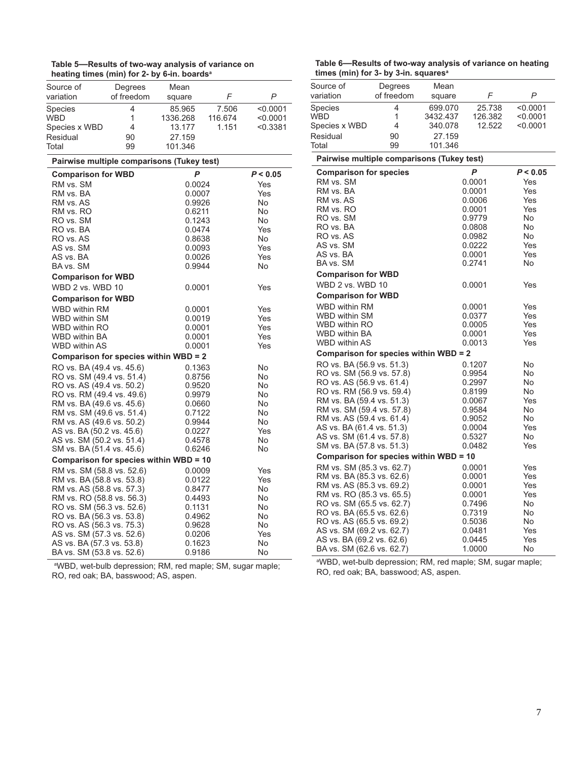**Table 5—Results of two-way analysis of variance on heating times (min) for 2- by 6-in. boards[a]**

| Source of variation | Degrees of freedom | Mean square | *F* | *P* |
|---|---|---|---|---|
| Species | 4 | 85.965 | 7.506 | <0.0001 |
| WBD | 1 | 1336.268 | 116.674 | <0.0001 |
| Species x WBD | 4 | 13.177 | 1.151 | <0.3381 |
| Residual | 90 | 27.159 | | |
| Total | 99 | 101.346 | | |

**Pairwise multiple comparisons (Tukey test)**

| Comparison for WBD | *P* | *P* < 0.05 |
|---|---|---|
| RM vs. SM | 0.0024 | Yes |
| RM vs. BA | 0.0007 | Yes |
| RM vs. AS | 0.9926 | No |
| RM vs. RO | 0.6211 | No |
| RO vs. SM | 0.1243 | No |
| RO vs. BA | 0.0474 | Yes |
| RO vs. AS | 0.8638 | No |
| AS vs. SM | 0.0093 | Yes |
| AS vs. BA | 0.0026 | Yes |
| BA vs. SM | 0.9944 | No |
| **Comparison for WBD** | | |
| WBD 2 vs. WBD 10 | 0.0001 | Yes |
| **Comparison for WBD** | | |
| WBD within RM | 0.0001 | Yes |
| WBD within SM | 0.0019 | Yes |
| WBD within RO | 0.0001 | Yes |
| WBD within BA | 0.0001 | Yes |
| WBD within AS | 0.0001 | Yes |
| **Comparison for species within WBD = 2** | | |
| RO vs. BA (49.4 vs. 45.6) | 0.1363 | No |
| RO vs. SM (49.4 vs. 51.4) | 0.8756 | No |
| RO vs. AS (49.4 vs. 50.2) | 0.9520 | No |
| RO vs. RM (49.4 vs. 49.6) | 0.9979 | No |
| RM vs. BA (49.6 vs. 45.6) | 0.0660 | No |
| RM vs. SM (49.6 vs. 51.4) | 0.7122 | No |
| RM vs. AS (49.6 vs. 50.2) | 0.9944 | No |
| AS vs. BA (50.2 vs. 45.6) | 0.0227 | Yes |
| AS vs. SM (50.2 vs. 51.4) | 0.4578 | No |
| SM vs. BA (51.4 vs. 45.6) | 0.6246 | No |
| **Comparison for species within WBD = 10** | | |
| RM vs. SM (58.8 vs. 52.6) | 0.0009 | Yes |
| RM vs. BA (58.8 vs. 53.8) | 0.0122 | Yes |
| RM vs. AS (58.8 vs. 57.3) | 0.8477 | No |
| RM vs. RO (58.8 vs. 56.3) | 0.4493 | No |
| RO vs. SM (56.3 vs. 52.6) | 0.1131 | No |
| RO vs. BA (56.3 vs. 53.8) | 0.4962 | No |
| RO vs. AS (56.3 vs. 75.3) | 0.9628 | No |
| AS vs. SM (57.3 vs. 52.6) | 0.0206 | Yes |
| AS vs. BA (57.3 vs. 53.8) | 0.1623 | No |
| BA vs. SM (53.8 vs. 52.6) | 0.9186 | No |

[a]WBD, wet-bulb depression; RM, red maple; SM, sugar maple; RO, red oak; BA, basswood; AS, aspen.

**Table 6—Results of two-way analysis of variance on heating times (min) for 3- by 3-in. squares[a]**

| Source of variation | Degrees of freedom | Mean square | *F* | *P* |
|---|---|---|---|---|
| Species | 4 | 699.070 | 25.738 | <0.0001 |
| WBD | 1 | 3432.437 | 126.382 | <0.0001 |
| Species x WBD | 4 | 340.078 | 12.522 | <0.0001 |
| Residual | 90 | 27.159 | | |
| Total | 99 | 101.346 | | |

**Pairwise multiple comparisons (Tukey test)**

| Comparison for species | *P* | *P* < 0.05 |
|---|---|---|
| RM vs. SM | 0.0001 | Yes |
| RM vs. BA | 0.0001 | Yes |
| RM vs. AS | 0.0006 | Yes |
| RM vs. RO | 0.0001 | Yes |
| RO vs. SM | 0.9779 | No |
| RO vs. BA | 0.0808 | No |
| RO vs. AS | 0.0982 | No |
| AS vs. SM | 0.0222 | Yes |
| AS vs. BA | 0.0001 | Yes |
| BA vs. SM | 0.2741 | No |
| **Comparison for WBD** | | |
| WBD 2 vs. WBD 10 | 0.0001 | Yes |
| **Comparison for WBD** | | |
| WBD within RM | 0.0001 | Yes |
| WBD within SM | 0.0377 | Yes |
| WBD within RO | 0.0005 | Yes |
| WBD within BA | 0.0001 | Yes |
| WBD within AS | 0.0013 | Yes |
| **Comparison for species within WBD = 2** | | |
| RO vs. BA (56.9 vs. 51.3) | 0.1207 | No |
| RO vs. SM (56.9 vs. 57.8) | 0.9954 | No |
| RO vs. AS (56.9 vs. 61.4) | 0.2997 | No |
| RO vs. RM (56.9 vs. 59.4) | 0.8199 | No |
| RM vs. BA (59.4 vs. 51.3) | 0.0067 | Yes |
| RM vs. SM (59.4 vs. 57.8) | 0.9584 | No |
| RM vs. AS (59.4 vs. 61.4) | 0.9052 | No |
| AS vs. BA (61.4 vs. 51.3) | 0.0004 | Yes |
| AS vs. SM (61.4 vs. 57.8) | 0.5327 | No |
| SM vs. BA (57.8 vs. 51.3) | 0.0482 | Yes |
| **Comparison for species within WBD = 10** | | |
| RM vs. SM (85.3 vs. 62.7) | 0.0001 | Yes |
| RM vs. BA (85.3 vs. 62.6) | 0.0001 | Yes |
| RM vs. AS (85.3 vs. 69.2) | 0.0001 | Yes |
| RM vs. RO (85.3 vs. 65.5) | 0.0001 | Yes |
| RO vs. SM (65.5 vs. 62.7) | 0.7496 | No |
| RO vs. BA (65.5 vs. 62.6) | 0.7319 | No |
| RO vs. AS (65.5 vs. 69.2) | 0.5036 | No |
| AS vs. SM (69.2 vs. 62.7) | 0.0481 | Yes |
| AS vs. BA (69.2 vs. 62.6) | 0.0445 | Yes |
| BA vs. SM (62.6 vs. 62.7) | 1.0000 | No |

[a]WBD, wet-bulb depression; RM, red maple; SM, sugar maple; RO, red oak; BA, basswood; AS, aspen.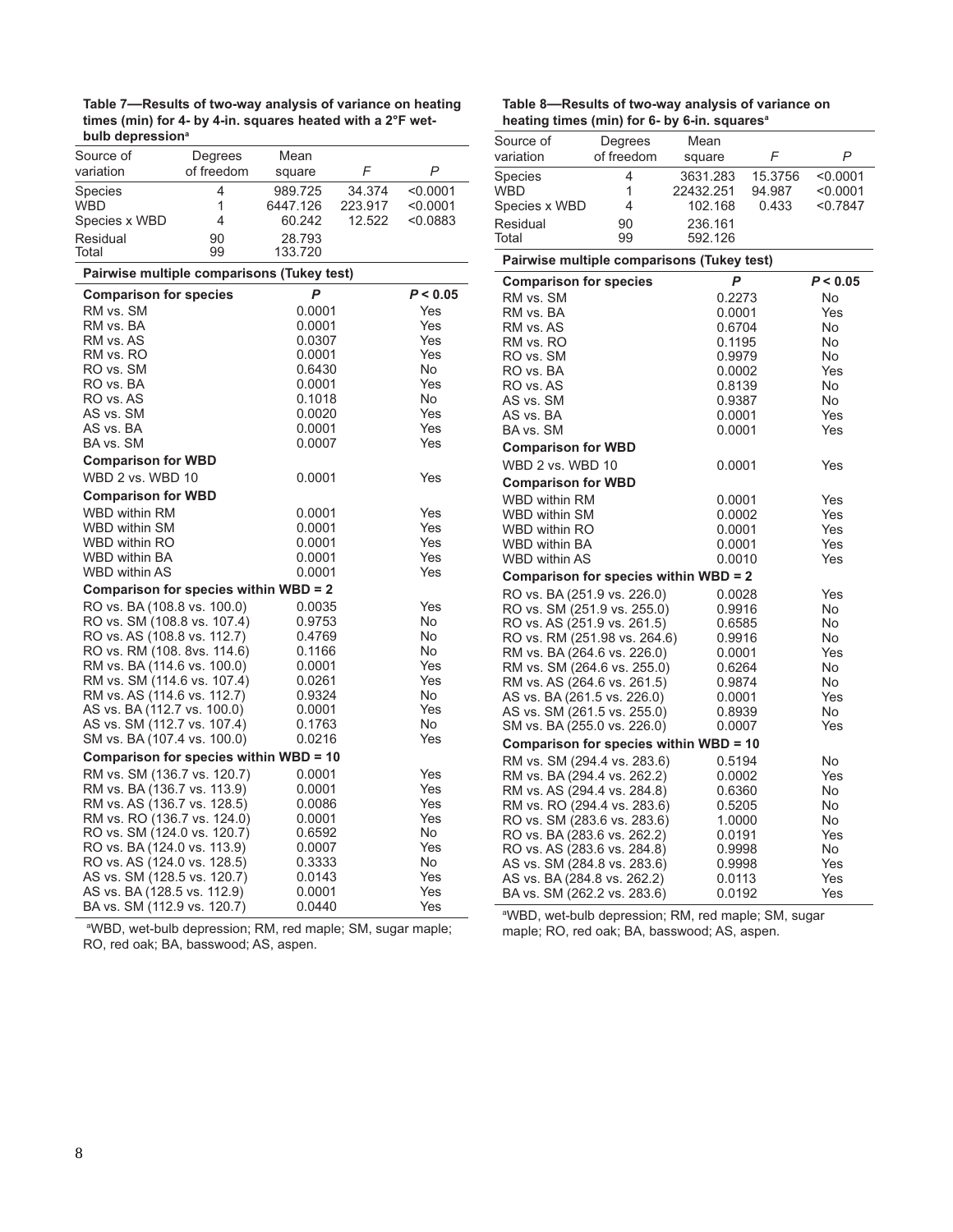**Table 7—Results of two-way analysis of variance on heating times (min) for 4- by 4-in. squares heated with a 2°F wet-bulb depression[a]**

| Source of variation | Degrees of freedom | Mean square | *F* | *P* |
|---|---|---|---|---|
| Species | 4 | 989.725 | 34.374 | <0.0001 |
| WBD | 1 | 6447.126 | 223.917 | <0.0001 |
| Species x WBD | 4 | 60.242 | 12.522 | <0.0883 |
| Residual | 90 | 28.793 | | |
| Total | 99 | 133.720 | | |

**Pairwise multiple comparisons (Tukey test)**

| Comparison for species | *P* | *P* < 0.05 |
|---|---|---|
| RM vs. SM | 0.0001 | Yes |
| RM vs. BA | 0.0001 | Yes |
| RM vs. AS | 0.0307 | Yes |
| RM vs. RO | 0.0001 | Yes |
| RO vs. SM | 0.6430 | No |
| RO vs. BA | 0.0001 | Yes |
| RO vs. AS | 0.1018 | No |
| AS vs. SM | 0.0020 | Yes |
| AS vs. BA | 0.0001 | Yes |
| BA vs. SM | 0.0007 | Yes |
| **Comparison for WBD** | | |
| WBD 2 vs. WBD 10 | 0.0001 | Yes |
| **Comparison for WBD** | | |
| WBD within RM | 0.0001 | Yes |
| WBD within SM | 0.0001 | Yes |
| WBD within RO | 0.0001 | Yes |
| WBD within BA | 0.0001 | Yes |
| WBD within AS | 0.0001 | Yes |
| **Comparison for species within WBD = 2** | | |
| RO vs. BA (108.8 vs. 100.0) | 0.0035 | Yes |
| RO vs. SM (108.8 vs. 107.4) | 0.9753 | No |
| RO vs. AS (108.8 vs. 112.7) | 0.4769 | No |
| RO vs. RM (108. 8vs. 114.6) | 0.1166 | No |
| RM vs. BA (114.6 vs. 100.0) | 0.0001 | Yes |
| RM vs. SM (114.6 vs. 107.4) | 0.0261 | Yes |
| RM vs. AS (114.6 vs. 112.7) | 0.9324 | No |
| AS vs. BA (112.7 vs. 100.0) | 0.0001 | Yes |
| AS vs. SM (112.7 vs. 107.4) | 0.1763 | No |
| SM vs. BA (107.4 vs. 100.0) | 0.0216 | Yes |
| **Comparison for species within WBD = 10** | | |
| RM vs. SM (136.7 vs. 120.7) | 0.0001 | Yes |
| RM vs. BA (136.7 vs. 113.9) | 0.0001 | Yes |
| RM vs. AS (136.7 vs. 128.5) | 0.0086 | Yes |
| RM vs. RO (136.7 vs. 124.0) | 0.0001 | Yes |
| RO vs. SM (124.0 vs. 120.7) | 0.6592 | No |
| RO vs. BA (124.0 vs. 113.9) | 0.0007 | Yes |
| RO vs. AS (124.0 vs. 128.5) | 0.3333 | No |
| AS vs. SM (128.5 vs. 120.7) | 0.0143 | Yes |
| AS vs. BA (128.5 vs. 112.9) | 0.0001 | Yes |
| BA vs. SM (112.9 vs. 120.7) | 0.0440 | Yes |

[a]WBD, wet-bulb depression; RM, red maple; SM, sugar maple; RO, red oak; BA, basswood; AS, aspen.

**Table 8—Results of two-way analysis of variance on heating times (min) for 6- by 6-in. squares[a]**

| Source of variation | Degrees of freedom | Mean square | *F* | *P* |
|---|---|---|---|---|
| Species | 4 | 3631.283 | 15.3756 | <0.0001 |
| WBD | 1 | 22432.251 | 94.987 | <0.0001 |
| Species x WBD | 4 | 102.168 | 0.433 | <0.7847 |
| Residual | 90 | 236.161 | | |
| Total | 99 | 592.126 | | |

**Pairwise multiple comparisons (Tukey test)**

| Comparison for species | *P* | *P* < 0.05 |
|---|---|---|
| RM vs. SM | 0.2273 | No |
| RM vs. BA | 0.0001 | Yes |
| RM vs. AS | 0.6704 | No |
| RM vs. RO | 0.1195 | No |
| RO vs. SM | 0.9979 | No |
| RO vs. BA | 0.0002 | Yes |
| RO vs. AS | 0.8139 | No |
| AS vs. SM | 0.9387 | No |
| AS vs. BA | 0.0001 | Yes |
| BA vs. SM | 0.0001 | Yes |
| **Comparison for WBD** | | |
| WBD 2 vs. WBD 10 | 0.0001 | Yes |
| **Comparison for WBD** | | |
| WBD within RM | 0.0001 | Yes |
| WBD within SM | 0.0002 | Yes |
| WBD within RO | 0.0001 | Yes |
| WBD within BA | 0.0001 | Yes |
| WBD within AS | 0.0010 | Yes |
| **Comparison for species within WBD = 2** | | |
| RO vs. BA (251.9 vs. 226.0) | 0.0028 | Yes |
| RO vs. SM (251.9 vs. 255.0) | 0.9916 | No |
| RO vs. AS (251.9 vs. 261.5) | 0.6585 | No |
| RO vs. RM (251.98 vs. 264.6) | 0.9916 | No |
| RM vs. BA (264.6 vs. 226.0) | 0.0001 | Yes |
| RM vs. SM (264.6 vs. 255.0) | 0.6264 | No |
| RM vs. AS (264.6 vs. 261.5) | 0.9874 | No |
| AS vs. BA (261.5 vs. 226.0) | 0.0001 | Yes |
| AS vs. SM (261.5 vs. 255.0) | 0.8939 | No |
| SM vs. BA (255.0 vs. 226.0) | 0.0007 | Yes |
| **Comparison for species within WBD = 10** | | |
| RM vs. SM (294.4 vs. 283.6) | 0.5194 | No |
| RM vs. BA (294.4 vs. 262.2) | 0.0002 | Yes |
| RM vs. AS (294.4 vs. 284.8) | 0.6360 | No |
| RM vs. RO (294.4 vs. 283.6) | 0.5205 | No |
| RO vs. SM (283.6 vs. 283.6) | 1.0000 | No |
| RO vs. BA (283.6 vs. 262.2) | 0.0191 | Yes |
| RO vs. AS (283.6 vs. 284.8) | 0.9998 | No |
| AS vs. SM (284.8 vs. 283.6) | 0.9998 | Yes |
| AS vs. BA (284.8 vs. 262.2) | 0.0113 | Yes |
| BA vs. SM (262.2 vs. 283.6) | 0.0192 | Yes |

[a]WBD, wet-bulb depression; RM, red maple; SM, sugar maple; RO, red oak; BA, basswood; AS, aspen.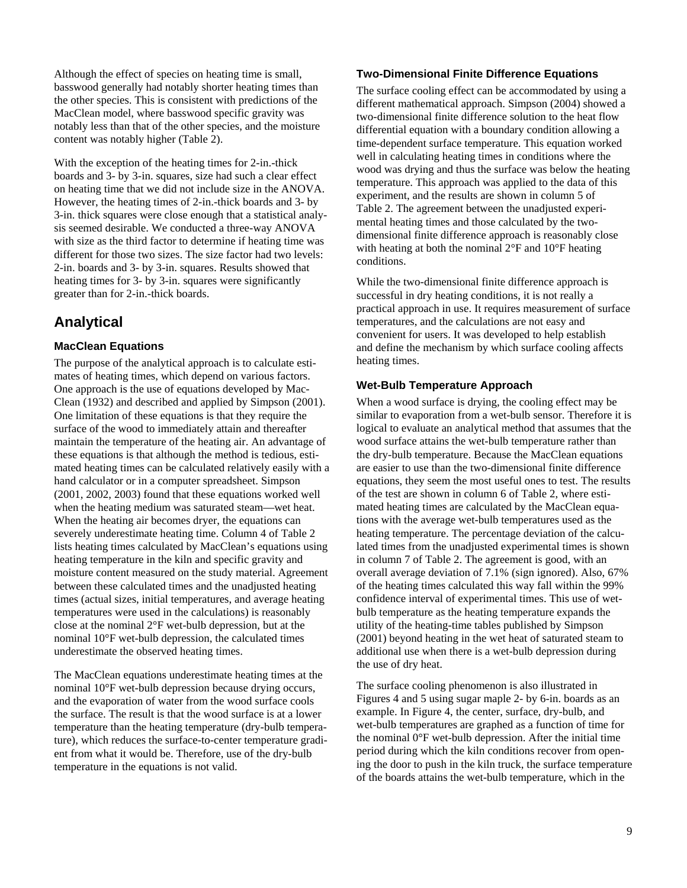Although the effect of species on heating time is small, basswood generally had notably shorter heating times than the other species. This is consistent with predictions of the MacClean model, where basswood specific gravity was notably less than that of the other species, and the moisture content was notably higher (Table 2).

With the exception of the heating times for 2-in.-thick boards and 3- by 3-in. squares, size had such a clear effect on heating time that we did not include size in the ANOVA. However, the heating times of 2-in.-thick boards and 3- by 3-in. thick squares were close enough that a statistical analysis seemed desirable. We conducted a three-way ANOVA with size as the third factor to determine if heating time was different for those two sizes. The size factor had two levels: 2-in. boards and 3- by 3-in. squares. Results showed that heating times for 3- by 3-in. squares were significantly greater than for 2-in.-thick boards.

## Analytical

### MacClean Equations

The purpose of the analytical approach is to calculate estimates of heating times, which depend on various factors. One approach is the use of equations developed by MacClean (1932) and described and applied by Simpson (2001). One limitation of these equations is that they require the surface of the wood to immediately attain and thereafter maintain the temperature of the heating air. An advantage of these equations is that although the method is tedious, estimated heating times can be calculated relatively easily with a hand calculator or in a computer spreadsheet. Simpson (2001, 2002, 2003) found that these equations worked well when the heating medium was saturated steam—wet heat. When the heating air becomes dryer, the equations can severely underestimate heating time. Column 4 of Table 2 lists heating times calculated by MacClean's equations using heating temperature in the kiln and specific gravity and moisture content measured on the study material. Agreement between these calculated times and the unadjusted heating times (actual sizes, initial temperatures, and average heating temperatures were used in the calculations) is reasonably close at the nominal 2°F wet-bulb depression, but at the nominal 10°F wet-bulb depression, the calculated times underestimate the observed heating times.

The MacClean equations underestimate heating times at the nominal 10°F wet-bulb depression because drying occurs, and the evaporation of water from the wood surface cools the surface. The result is that the wood surface is at a lower temperature than the heating temperature (dry-bulb temperature), which reduces the surface-to-center temperature gradient from what it would be. Therefore, use of the dry-bulb temperature in the equations is not valid.

### Two-Dimensional Finite Difference Equations

The surface cooling effect can be accommodated by using a different mathematical approach. Simpson (2004) showed a two-dimensional finite difference solution to the heat flow differential equation with a boundary condition allowing a time-dependent surface temperature. This equation worked well in calculating heating times in conditions where the wood was drying and thus the surface was below the heating temperature. This approach was applied to the data of this experiment, and the results are shown in column 5 of Table 2. The agreement between the unadjusted experimental heating times and those calculated by the two-dimensional finite difference approach is reasonably close with heating at both the nominal 2°F and 10°F heating conditions.

While the two-dimensional finite difference approach is successful in dry heating conditions, it is not really a practical approach in use. It requires measurement of surface temperatures, and the calculations are not easy and convenient for users. It was developed to help establish and define the mechanism by which surface cooling affects heating times.

### Wet-Bulb Temperature Approach

When a wood surface is drying, the cooling effect may be similar to evaporation from a wet-bulb sensor. Therefore it is logical to evaluate an analytical method that assumes that the wood surface attains the wet-bulb temperature rather than the dry-bulb temperature. Because the MacClean equations are easier to use than the two-dimensional finite difference equations, they seem the most useful ones to test. The results of the test are shown in column 6 of Table 2, where estimated heating times are calculated by the MacClean equations with the average wet-bulb temperatures used as the heating temperature. The percentage deviation of the calculated times from the unadjusted experimental times is shown in column 7 of Table 2. The agreement is good, with an overall average deviation of 7.1% (sign ignored). Also, 67% of the heating times calculated this way fall within the 99% confidence interval of experimental times. This use of wet-bulb temperature as the heating temperature expands the utility of the heating-time tables published by Simpson (2001) beyond heating in the wet heat of saturated steam to additional use when there is a wet-bulb depression during the use of dry heat.

The surface cooling phenomenon is also illustrated in Figures 4 and 5 using sugar maple 2- by 6-in. boards as an example. In Figure 4, the center, surface, dry-bulb, and wet-bulb temperatures are graphed as a function of time for the nominal 0°F wet-bulb depression. After the initial time period during which the kiln conditions recover from opening the door to push in the kiln truck, the surface temperature of the boards attains the wet-bulb temperature, which in the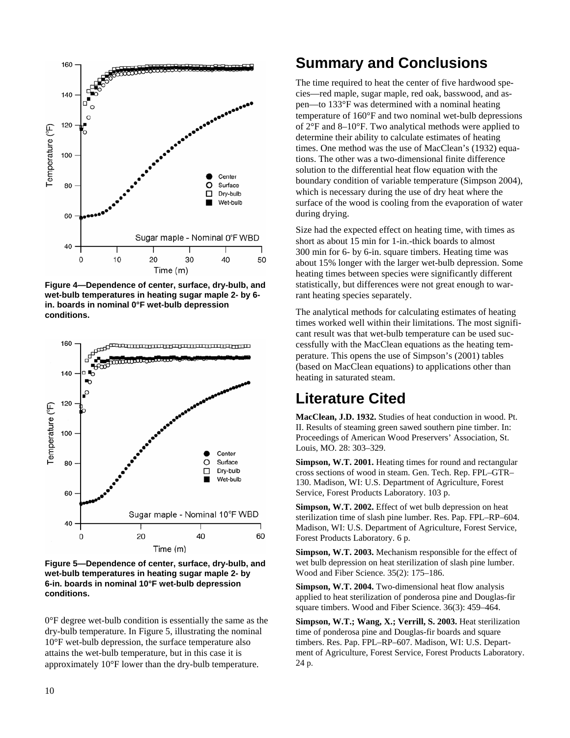160
140
120
100
80
60
40
Temperature (°F)
0
10
20
30
40
50
Time (m)
Center
Surface
Dry-bulb
Wet-bulb
Sugar maple - Nominal 0°F WBD

**Figure 4—Dependence of center, surface, dry-bulb, and wet-bulb temperatures in heating sugar maple 2- by 6-in. boards in nominal 0°F wet-bulb depression conditions.**

160
140
120
100
80
60
40
Temperature (°F)
0
20
40
60
Time (m)
Center
Surface
Dry-bulb
Wet-bulb
Sugar maple - Nominal 10°F WBD

**Figure 5—Dependence of center, surface, dry-bulb, and wet-bulb temperatures in heating sugar maple 2- by 6-in. boards in nominal 10°F wet-bulb depression conditions.**

0°F degree wet-bulb condition is essentially the same as the dry-bulb temperature. In Figure 5, illustrating the nominal 10°F wet-bulb depression, the surface temperature also attains the wet-bulb temperature, but in this case it is approximately 10°F lower than the dry-bulb temperature.

# Summary and Conclusions

The time required to heat the center of five hardwood species—red maple, sugar maple, red oak, basswood, and aspen—to 133°F was determined with a nominal heating temperature of 160°F and two nominal wet-bulb depressions of 2°F and 8–10°F. Two analytical methods were applied to determine their ability to calculate estimates of heating times. One method was the use of MacClean's (1932) equations. The other was a two-dimensional finite difference solution to the differential heat flow equation with the boundary condition of variable temperature (Simpson 2004), which is necessary during the use of dry heat where the surface of the wood is cooling from the evaporation of water during drying.

Size had the expected effect on heating time, with times as short as about 15 min for 1-in.-thick boards to almost 300 min for 6- by 6-in. square timbers. Heating time was about 15% longer with the larger wet-bulb depression. Some heating times between species were significantly different statistically, but differences were not great enough to warrant heating species separately.

The analytical methods for calculating estimates of heating times worked well within their limitations. The most significant result was that wet-bulb temperature can be used successfully with the MacClean equations as the heating temperature. This opens the use of Simpson's (2001) tables (based on MacClean equations) to applications other than heating in saturated steam.

# Literature Cited

**MacClean, J.D. 1932.** Studies of heat conduction in wood. Pt. II. Results of steaming green sawed southern pine timber. In: Proceedings of American Wood Preservers' Association, St. Louis, MO. 28: 303–329.

**Simpson, W.T. 2001.** Heating times for round and rectangular cross sections of wood in steam. Gen. Tech. Rep. FPL–GTR–130. Madison, WI: U.S. Department of Agriculture, Forest Service, Forest Products Laboratory. 103 p.

**Simpson, W.T. 2002.** Effect of wet bulb depression on heat sterilization time of slash pine lumber. Res. Pap. FPL–RP–604. Madison, WI: U.S. Department of Agriculture, Forest Service, Forest Products Laboratory. 6 p.

**Simpson, W.T. 2003.** Mechanism responsible for the effect of wet bulb depression on heat sterilization of slash pine lumber. Wood and Fiber Science. 35(2): 175–186.

**Simpson, W.T. 2004.** Two-dimensional heat flow analysis applied to heat sterilization of ponderosa pine and Douglas-fir square timbers. Wood and Fiber Science. 36(3): 459–464.

**Simpson, W.T.; Wang, X.; Verrill, S. 2003.** Heat sterilization time of ponderosa pine and Douglas-fir boards and square timbers. Res. Pap. FPL–RP–607. Madison, WI: U.S. Department of Agriculture, Forest Service, Forest Products Laboratory. 24 p.